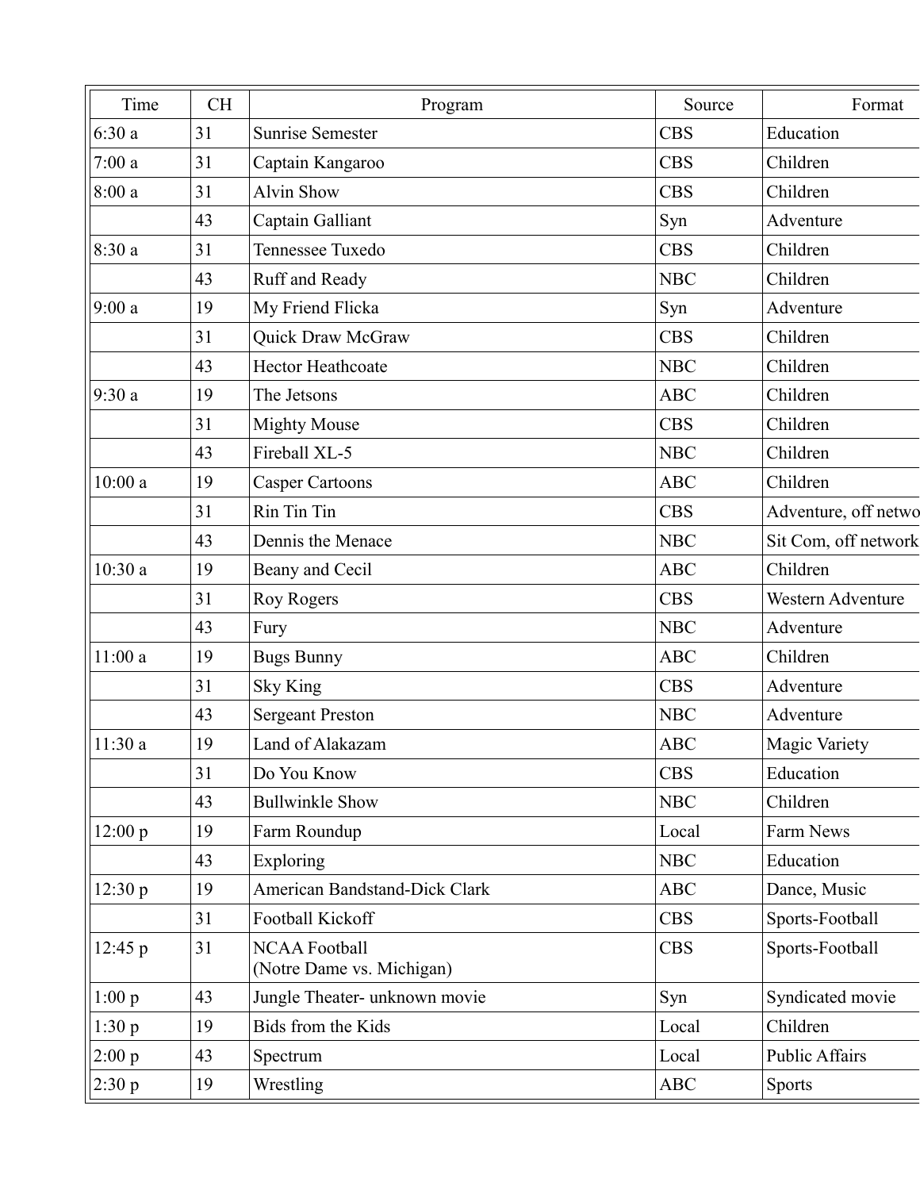| Time | CH | Program | Source | Format |
|---|---|---|---|---|
| 6:30 a | 31 | Sunrise Semester | CBS | Education |
| 7:00 a | 31 | Captain Kangaroo | CBS | Children |
| 8:00 a | 31 | Alvin Show | CBS | Children |
| | 43 | Captain Galliant | Syn | Adventure |
| 8:30 a | 31 | Tennessee Tuxedo | CBS | Children |
| | 43 | Ruff and Ready | NBC | Children |
| 9:00 a | 19 | My Friend Flicka | Syn | Adventure |
| | 31 | Quick Draw McGraw | CBS | Children |
| | 43 | Hector Heathcoate | NBC | Children |
| 9:30 a | 19 | The Jetsons | ABC | Children |
| | 31 | Mighty Mouse | CBS | Children |
| | 43 | Fireball XL-5 | NBC | Children |
| 10:00 a | 19 | Casper Cartoons | ABC | Children |
| | 31 | Rin Tin Tin | CBS | Adventure, off netwo |
| | 43 | Dennis the Menace | NBC | Sit Com, off network |
| 10:30 a | 19 | Beany and Cecil | ABC | Children |
| | 31 | Roy Rogers | CBS | Western Adventure |
| | 43 | Fury | NBC | Adventure |
| 11:00 a | 19 | Bugs Bunny | ABC | Children |
| | 31 | Sky King | CBS | Adventure |
| | 43 | Sergeant Preston | NBC | Adventure |
| 11:30 a | 19 | Land of Alakazam | ABC | Magic Variety |
| | 31 | Do You Know | CBS | Education |
| | 43 | Bullwinkle Show | NBC | Children |
| 12:00 p | 19 | Farm Roundup | Local | Farm News |
| | 43 | Exploring | NBC | Education |
| 12:30 p | 19 | American Bandstand-Dick Clark | ABC | Dance, Music |
| | 31 | Football Kickoff | CBS | Sports-Football |
| 12:45 p | 31 | NCAA Football (Notre Dame vs. Michigan) | CBS | Sports-Football |
| 1:00 p | 43 | Jungle Theater- unknown movie | Syn | Syndicated movie |
| 1:30 p | 19 | Bids from the Kids | Local | Children |
| 2:00 p | 43 | Spectrum | Local | Public Affairs |
| 2:30 p | 19 | Wrestling | ABC | Sports |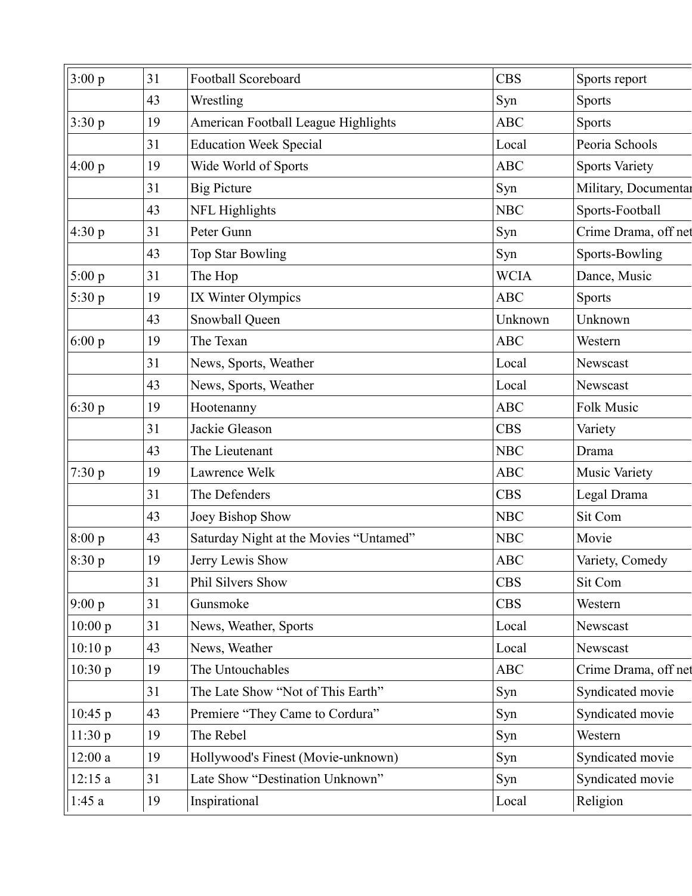| | | | | |
|---|---|---|---|---|
| 3:00 p | 31 | Football Scoreboard | CBS | Sports report |
| | 43 | Wrestling | Syn | Sports |
| 3:30 p | 19 | American Football League Highlights | ABC | Sports |
| | 31 | Education Week Special | Local | Peoria Schools |
| 4:00 p | 19 | Wide World of Sports | ABC | Sports Variety |
| | 31 | Big Picture | Syn | Military, Documentar |
| | 43 | NFL Highlights | NBC | Sports-Football |
| 4:30 p | 31 | Peter Gunn | Syn | Crime Drama, off net |
| | 43 | Top Star Bowling | Syn | Sports-Bowling |
| 5:00 p | 31 | The Hop | WCIA | Dance, Music |
| 5:30 p | 19 | IX Winter Olympics | ABC | Sports |
| | 43 | Snowball Queen | Unknown | Unknown |
| 6:00 p | 19 | The Texan | ABC | Western |
| | 31 | News, Sports, Weather | Local | Newscast |
| | 43 | News, Sports, Weather | Local | Newscast |
| 6:30 p | 19 | Hootenanny | ABC | Folk Music |
| | 31 | Jackie Gleason | CBS | Variety |
| | 43 | The Lieutenant | NBC | Drama |
| 7:30 p | 19 | Lawrence Welk | ABC | Music Variety |
| | 31 | The Defenders | CBS | Legal Drama |
| | 43 | Joey Bishop Show | NBC | Sit Com |
| 8:00 p | 43 | Saturday Night at the Movies "Untamed" | NBC | Movie |
| 8:30 p | 19 | Jerry Lewis Show | ABC | Variety, Comedy |
| | 31 | Phil Silvers Show | CBS | Sit Com |
| 9:00 p | 31 | Gunsmoke | CBS | Western |
| 10:00 p | 31 | News, Weather, Sports | Local | Newscast |
| 10:10 p | 43 | News, Weather | Local | Newscast |
| 10:30 p | 19 | The Untouchables | ABC | Crime Drama, off net |
| | 31 | The Late Show "Not of This Earth" | Syn | Syndicated movie |
| 10:45 p | 43 | Premiere "They Came to Cordura" | Syn | Syndicated movie |
| 11:30 p | 19 | The Rebel | Syn | Western |
| 12:00 a | 19 | Hollywood's Finest (Movie-unknown) | Syn | Syndicated movie |
| 12:15 a | 31 | Late Show "Destination Unknown" | Syn | Syndicated movie |
| 1:45 a | 19 | Inspirational | Local | Religion |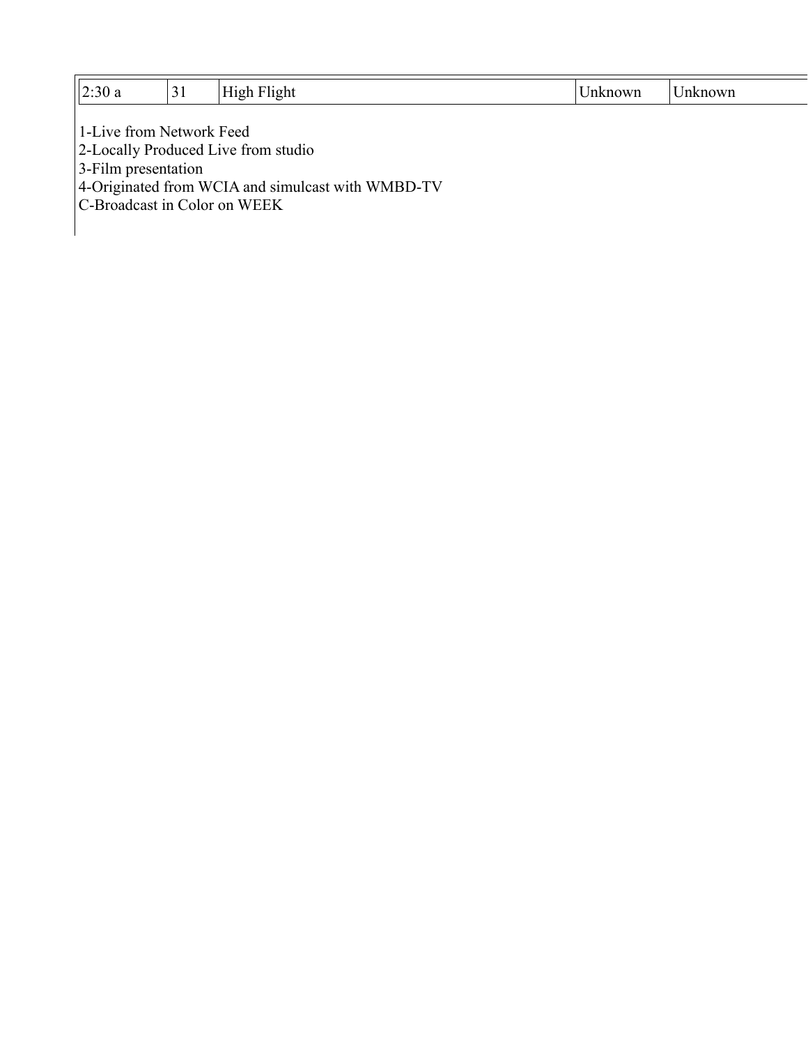| | | | | |
|---|---|---|---|---|
| 2:30 a | 31 | High Flight | Unknown | Unknown |

1-Live from Network Feed
2-Locally Produced Live from studio
3-Film presentation
4-Originated from WCIA and simulcast with WMBD-TV
C-Broadcast in Color on WEEK